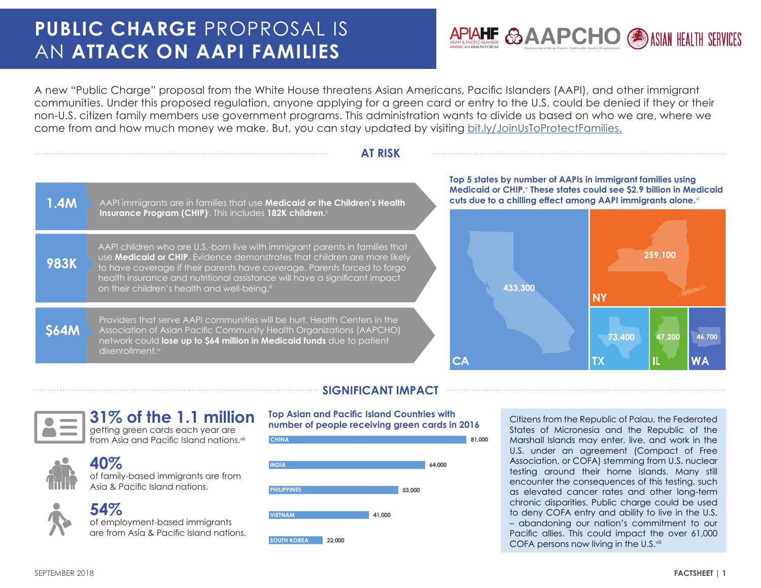# PUBLIC CHARGE PROPROSAL IS AN ATTACK ON AAPI FAMILIES

APIAHF ASIAN & PACIFIC ISLANDER AMERICAN HEALTH FORUM | AAPCHO Association of Asian Pacific Community Health Organizations | ASIAN HEALTH SERVICES

A new "Public Charge" proposal from the White House threatens Asian Americans, Pacific Islanders (AAPI), and other immigrant communities. Under this proposed regulation, anyone applying for a green card or entry to the U.S. could be denied if they or their non-U.S. citizen family members use government programs. This administration wants to divide us based on who we are, where we come from and how much money we make. But, you can stay updated by visiting bit.ly/JoinUsToProtectFamilies.

## AT RISK

**1.4M** — AAPI immigrants are in families that use **Medicaid or the Children's Health Insurance Program (CHIP)**[i]. This includes **182K children.**[ii]

**983K** — AAPI children who are U.S.-born live with immigrant parents in families that use **Medicaid or CHIP**. Evidence demonstrates that children are more likely to have coverage if their parents have coverage. Parents forced to forgo health insurance and nutritional assistance will have a significant impact on their children's health and well-being.[iii]

**$64M** — Providers that serve AAPI communities will be hurt. Health Centers in the Association of Asian Pacific Community Health Organizations (AAPCHO) network could **lose up to $64 million in Medicaid funds** due to patient disenrollment.[iv]

**Top 5 states by number of AAPIs in immigrant families using Medicaid or CHIP.[v] These states could see $2.9 billion in Medicaid cuts due to a chilling effect among AAPI immigrants alone.[vi]**

| State | Number |
|---|---|
| CA | 433,300 |
| NY | 259,100 |
| TX | 73,400 |
| IL | 47,200 |
| WA | 46,700 |

## SIGNIFICANT IMPACT

**31% of the 1.1 million** getting green cards each year are from Asia and Pacific Island nations.[vii]

**40%** of family-based immigrants are from Asia & Pacific Island nations.

**54%** of employment-based immigrants are from Asia & Pacific Island nations.

**Top Asian and Pacific Island Countries with number of people receiving green cards in 2016**

| Country | Number |
|---|---|
| CHINA | 81,000 |
| INDIA | 64,000 |
| PHILIPPINES | 53,000 |
| VIETNAM | 41,000 |
| SOUTH KOREA | 22,000 |

Citizens from the Republic of Palau, the Federated States of Micronesia and the Republic of the Marshall Islands may enter, live, and work in the U.S. under an agreement (Compact of Free Association, or COFA) stemming from U.S. nuclear testing around their home islands. Many still encounter the consequences of this testing, such as elevated cancer rates and other long-term chronic disparities. Public charge could be used to deny COFA entry and ability to live in the U.S. – abandoning our nation's commitment to our Pacific allies. This could impact the over 61,000 COFA persons now living in the U.S.[viii]

SEPTEMBER 2018

FACTSHEET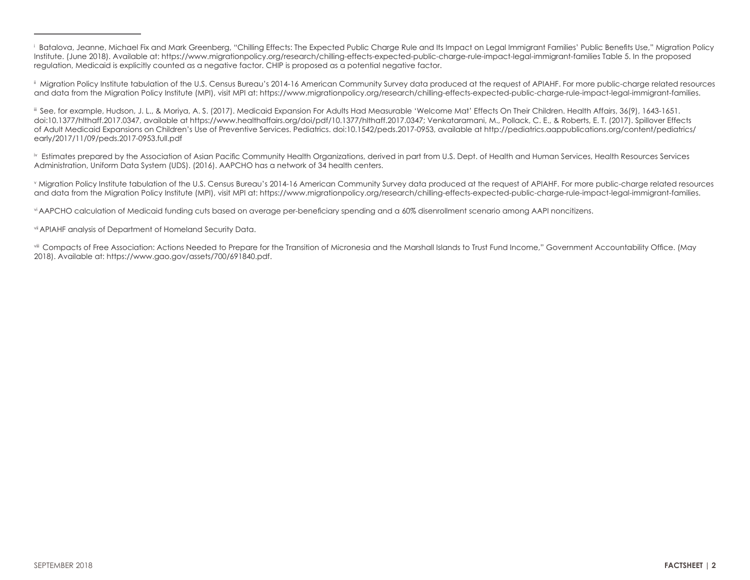---

[i] Batalova, Jeanne, Michael Fix and Mark Greenberg, "Chilling Effects: The Expected Public Charge Rule and Its Impact on Legal Immigrant Families' Public Benefits Use," Migration Policy Institute. (June 2018). Available at: https://www.migrationpolicy.org/research/chilling-effects-expected-public-charge-rule-impact-legal-immigrant-families Table 5. In the proposed regulation, Medicaid is explicitly counted as a negative factor. CHIP is proposed as a potential negative factor.

[ii] Migration Policy Institute tabulation of the U.S. Census Bureau's 2014-16 American Community Survey data produced at the request of APIAHF. For more public-charge related resources and data from the Migration Policy Institute (MPI), visit MPI at: https://www.migrationpolicy.org/research/chilling-effects-expected-public-charge-rule-impact-legal-immigrant-families.

[iii] See, for example, Hudson, J. L., & Moriya, A. S. (2017). Medicaid Expansion For Adults Had Measurable 'Welcome Mat' Effects On Their Children. Health Affairs, 36(9), 1643-1651. doi:10.1377/hlthaff.2017.0347, available at https://www.healthaffairs.org/doi/pdf/10.1377/hlthaff.2017.0347; Venkataramani, M., Pollack, C. E., & Roberts, E. T. (2017). Spillover Effects of Adult Medicaid Expansions on Children's Use of Preventive Services. Pediatrics. doi:10.1542/peds.2017-0953, available at http://pediatrics.aappublications.org/content/pediatrics/early/2017/11/09/peds.2017-0953.full.pdf

[iv] Estimates prepared by the Association of Asian Pacific Community Health Organizations, derived in part from U.S. Dept. of Health and Human Services, Health Resources Services Administration, Uniform Data System (UDS). (2016). AAPCHO has a network of 34 health centers.

[v] Migration Policy Institute tabulation of the U.S. Census Bureau's 2014-16 American Community Survey data produced at the request of APIAHF. For more public-charge related resources and data from the Migration Policy Institute (MPI), visit MPI at: https://www.migrationpolicy.org/research/chilling-effects-expected-public-charge-rule-impact-legal-immigrant-families.

[vi] AAPCHO calculation of Medicaid funding cuts based on average per-beneficiary spending and a 60% disenrollment scenario among AAPI noncitizens.

[vii] APIAHF analysis of Department of Homeland Security Data.

[viii] Compacts of Free Association: Actions Needed to Prepare for the Transition of Micronesia and the Marshall Islands to Trust Fund Income," Government Accountability Office. (May 2018). Available at: https://www.gao.gov/assets/700/691840.pdf.